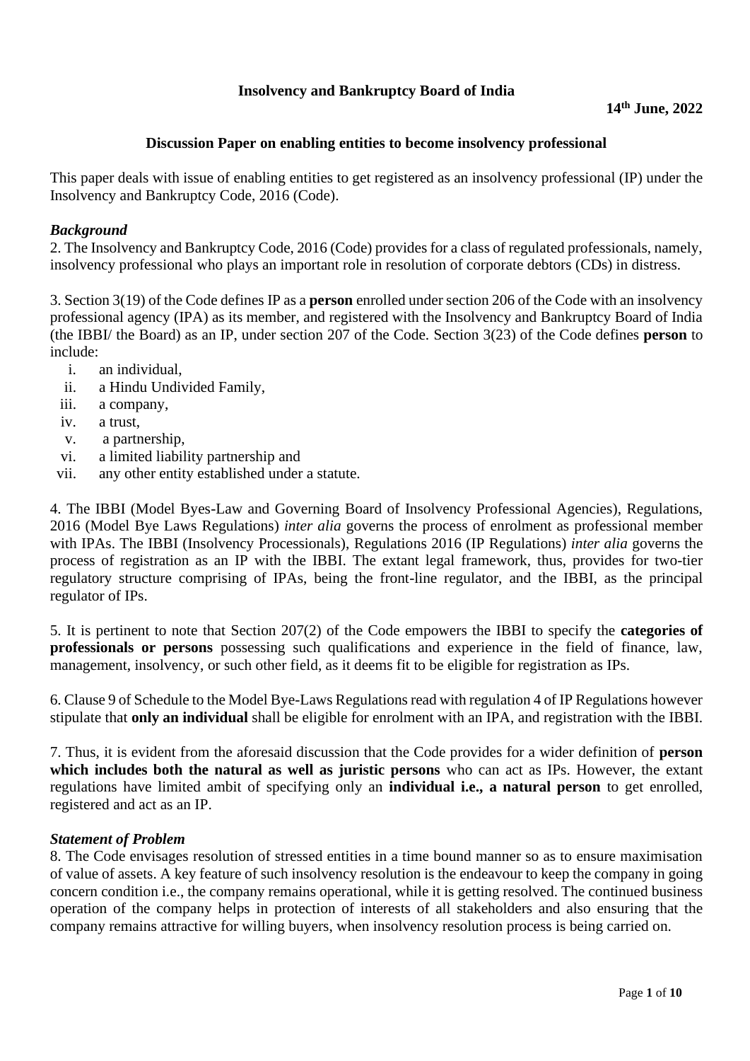**Insolvency and Bankruptcy Board of India**

**14th June, 2022**

## Discussion Paper on enabling entities to become insolvency professional

This paper deals with issue of enabling entities to get registered as an insolvency professional (IP) under the Insolvency and Bankruptcy Code, 2016 (Code).

### *Background*

2. The Insolvency and Bankruptcy Code, 2016 (Code) provides for a class of regulated professionals, namely, insolvency professional who plays an important role in resolution of corporate debtors (CDs) in distress.

3. Section 3(19) of the Code defines IP as a **person** enrolled under section 206 of the Code with an insolvency professional agency (IPA) as its member, and registered with the Insolvency and Bankruptcy Board of India (the IBBI/ the Board) as an IP, under section 207 of the Code. Section 3(23) of the Code defines **person** to include:

i. an individual,
ii. a Hindu Undivided Family,
iii. a company,
iv. a trust,
v. a partnership,
vi. a limited liability partnership and
vii. any other entity established under a statute.

4. The IBBI (Model Byes-Law and Governing Board of Insolvency Professional Agencies), Regulations, 2016 (Model Bye Laws Regulations) *inter alia* governs the process of enrolment as professional member with IPAs. The IBBI (Insolvency Processionals), Regulations 2016 (IP Regulations) *inter alia* governs the process of registration as an IP with the IBBI. The extant legal framework, thus, provides for two-tier regulatory structure comprising of IPAs, being the front-line regulator, and the IBBI, as the principal regulator of IPs.

5. It is pertinent to note that Section 207(2) of the Code empowers the IBBI to specify the **categories of professionals or persons** possessing such qualifications and experience in the field of finance, law, management, insolvency, or such other field, as it deems fit to be eligible for registration as IPs.

6. Clause 9 of Schedule to the Model Bye-Laws Regulations read with regulation 4 of IP Regulations however stipulate that **only an individual** shall be eligible for enrolment with an IPA, and registration with the IBBI.

7. Thus, it is evident from the aforesaid discussion that the Code provides for a wider definition of **person which includes both the natural as well as juristic persons** who can act as IPs. However, the extant regulations have limited ambit of specifying only an **individual i.e., a natural person** to get enrolled, registered and act as an IP.

### *Statement of Problem*

8. The Code envisages resolution of stressed entities in a time bound manner so as to ensure maximisation of value of assets. A key feature of such insolvency resolution is the endeavour to keep the company in going concern condition i.e., the company remains operational, while it is getting resolved. The continued business operation of the company helps in protection of interests of all stakeholders and also ensuring that the company remains attractive for willing buyers, when insolvency resolution process is being carried on.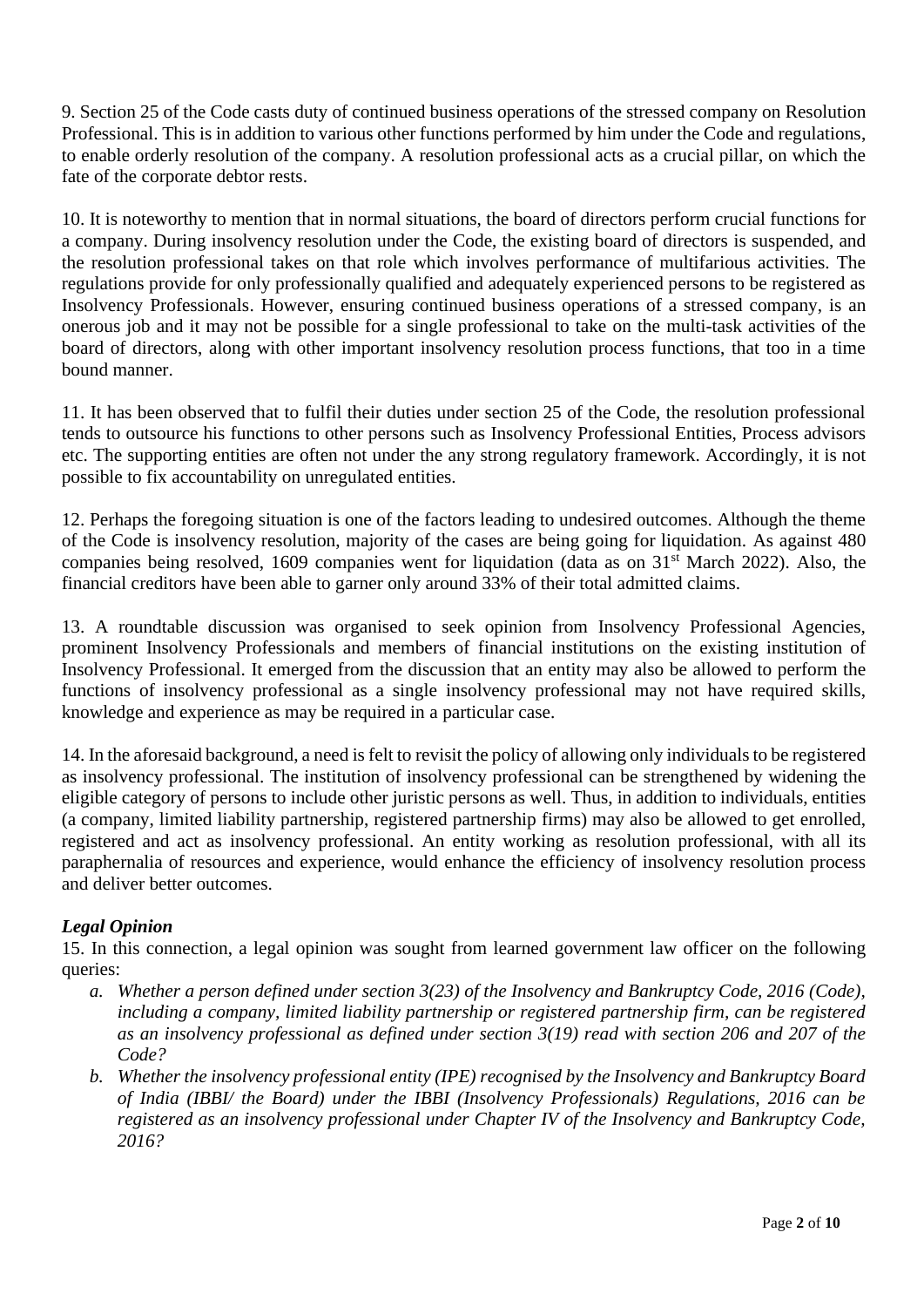9. Section 25 of the Code casts duty of continued business operations of the stressed company on Resolution Professional. This is in addition to various other functions performed by him under the Code and regulations, to enable orderly resolution of the company. A resolution professional acts as a crucial pillar, on which the fate of the corporate debtor rests.

10. It is noteworthy to mention that in normal situations, the board of directors perform crucial functions for a company. During insolvency resolution under the Code, the existing board of directors is suspended, and the resolution professional takes on that role which involves performance of multifarious activities. The regulations provide for only professionally qualified and adequately experienced persons to be registered as Insolvency Professionals. However, ensuring continued business operations of a stressed company, is an onerous job and it may not be possible for a single professional to take on the multi-task activities of the board of directors, along with other important insolvency resolution process functions, that too in a time bound manner.

11. It has been observed that to fulfil their duties under section 25 of the Code, the resolution professional tends to outsource his functions to other persons such as Insolvency Professional Entities, Process advisors etc. The supporting entities are often not under the any strong regulatory framework. Accordingly, it is not possible to fix accountability on unregulated entities.

12. Perhaps the foregoing situation is one of the factors leading to undesired outcomes. Although the theme of the Code is insolvency resolution, majority of the cases are being going for liquidation. As against 480 companies being resolved, 1609 companies went for liquidation (data as on 31st March 2022). Also, the financial creditors have been able to garner only around 33% of their total admitted claims.

13. A roundtable discussion was organised to seek opinion from Insolvency Professional Agencies, prominent Insolvency Professionals and members of financial institutions on the existing institution of Insolvency Professional. It emerged from the discussion that an entity may also be allowed to perform the functions of insolvency professional as a single insolvency professional may not have required skills, knowledge and experience as may be required in a particular case.

14. In the aforesaid background, a need is felt to revisit the policy of allowing only individuals to be registered as insolvency professional. The institution of insolvency professional can be strengthened by widening the eligible category of persons to include other juristic persons as well. Thus, in addition to individuals, entities (a company, limited liability partnership, registered partnership firms) may also be allowed to get enrolled, registered and act as insolvency professional. An entity working as resolution professional, with all its paraphernalia of resources and experience, would enhance the efficiency of insolvency resolution process and deliver better outcomes.

### *Legal Opinion*

15. In this connection, a legal opinion was sought from learned government law officer on the following queries:

a. *Whether a person defined under section 3(23) of the Insolvency and Bankruptcy Code, 2016 (Code), including a company, limited liability partnership or registered partnership firm, can be registered as an insolvency professional as defined under section 3(19) read with section 206 and 207 of the Code?*

b. *Whether the insolvency professional entity (IPE) recognised by the Insolvency and Bankruptcy Board of India (IBBI/ the Board) under the IBBI (Insolvency Professionals) Regulations, 2016 can be registered as an insolvency professional under Chapter IV of the Insolvency and Bankruptcy Code, 2016?*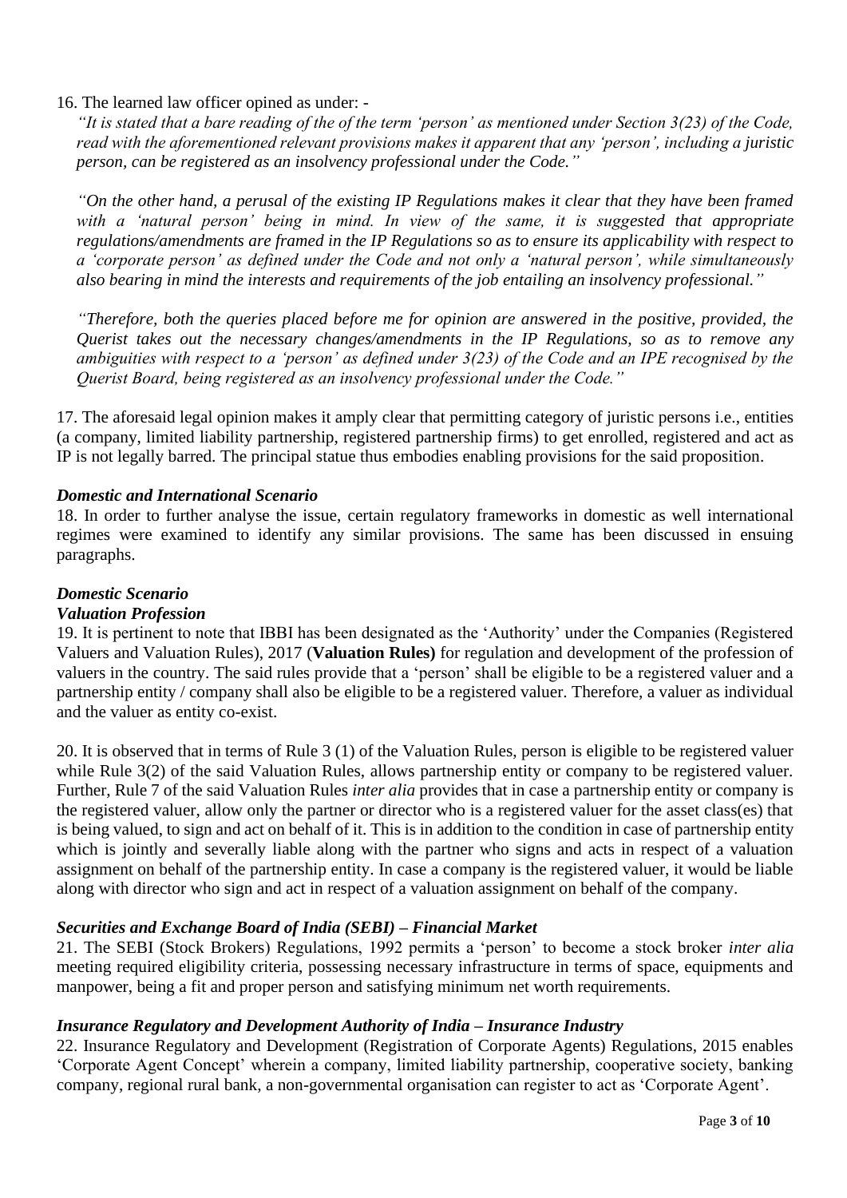16. The learned law officer opined as under: -

*"It is stated that a bare reading of the of the term 'person' as mentioned under Section 3(23) of the Code, read with the aforementioned relevant provisions makes it apparent that any 'person', including a juristic person, can be registered as an insolvency professional under the Code."*

*"On the other hand, a perusal of the existing IP Regulations makes it clear that they have been framed with a 'natural person' being in mind. In view of the same, it is suggested that appropriate regulations/amendments are framed in the IP Regulations so as to ensure its applicability with respect to a 'corporate person' as defined under the Code and not only a 'natural person', while simultaneously also bearing in mind the interests and requirements of the job entailing an insolvency professional."*

*"Therefore, both the queries placed before me for opinion are answered in the positive, provided, the Querist takes out the necessary changes/amendments in the IP Regulations, so as to remove any ambiguities with respect to a 'person' as defined under 3(23) of the Code and an IPE recognised by the Querist Board, being registered as an insolvency professional under the Code."*

17. The aforesaid legal opinion makes it amply clear that permitting category of juristic persons i.e., entities (a company, limited liability partnership, registered partnership firms) to get enrolled, registered and act as IP is not legally barred. The principal statue thus embodies enabling provisions for the said proposition.

***Domestic and International Scenario***

18. In order to further analyse the issue, certain regulatory frameworks in domestic as well international regimes were examined to identify any similar provisions. The same has been discussed in ensuing paragraphs.

***Domestic Scenario***

***Valuation Profession***

19. It is pertinent to note that IBBI has been designated as the 'Authority' under the Companies (Registered Valuers and Valuation Rules), 2017 (**Valuation Rules)** for regulation and development of the profession of valuers in the country. The said rules provide that a 'person' shall be eligible to be a registered valuer and a partnership entity / company shall also be eligible to be a registered valuer. Therefore, a valuer as individual and the valuer as entity co-exist.

20. It is observed that in terms of Rule 3 (1) of the Valuation Rules, person is eligible to be registered valuer while Rule 3(2) of the said Valuation Rules, allows partnership entity or company to be registered valuer. Further, Rule 7 of the said Valuation Rules *inter alia* provides that in case a partnership entity or company is the registered valuer, allow only the partner or director who is a registered valuer for the asset class(es) that is being valued, to sign and act on behalf of it. This is in addition to the condition in case of partnership entity which is jointly and severally liable along with the partner who signs and acts in respect of a valuation assignment on behalf of the partnership entity. In case a company is the registered valuer, it would be liable along with director who sign and act in respect of a valuation assignment on behalf of the company.

***Securities and Exchange Board of India (SEBI) – Financial Market***

21. The SEBI (Stock Brokers) Regulations, 1992 permits a 'person' to become a stock broker *inter alia* meeting required eligibility criteria, possessing necessary infrastructure in terms of space, equipments and manpower, being a fit and proper person and satisfying minimum net worth requirements.

***Insurance Regulatory and Development Authority of India – Insurance Industry***

22. Insurance Regulatory and Development (Registration of Corporate Agents) Regulations, 2015 enables 'Corporate Agent Concept' wherein a company, limited liability partnership, cooperative society, banking company, regional rural bank, a non-governmental organisation can register to act as 'Corporate Agent'.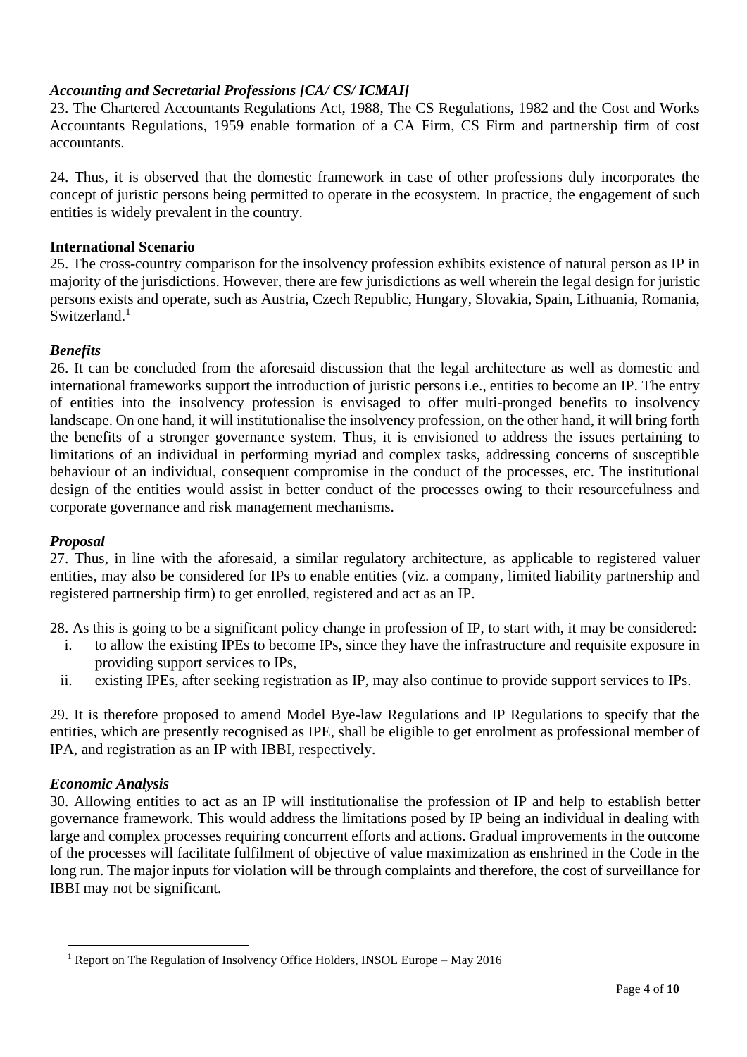***Accounting and Secretarial Professions [CA/ CS/ ICMAI]***

23. The Chartered Accountants Regulations Act, 1988, The CS Regulations, 1982 and the Cost and Works Accountants Regulations, 1959 enable formation of a CA Firm, CS Firm and partnership firm of cost accountants.

24. Thus, it is observed that the domestic framework in case of other professions duly incorporates the concept of juristic persons being permitted to operate in the ecosystem. In practice, the engagement of such entities is widely prevalent in the country.

**International Scenario**

25. The cross-country comparison for the insolvency profession exhibits existence of natural person as IP in majority of the jurisdictions. However, there are few jurisdictions as well wherein the legal design for juristic persons exists and operate, such as Austria, Czech Republic, Hungary, Slovakia, Spain, Lithuania, Romania, Switzerland.[1]

***Benefits***

26. It can be concluded from the aforesaid discussion that the legal architecture as well as domestic and international frameworks support the introduction of juristic persons i.e., entities to become an IP. The entry of entities into the insolvency profession is envisaged to offer multi-pronged benefits to insolvency landscape. On one hand, it will institutionalise the insolvency profession, on the other hand, it will bring forth the benefits of a stronger governance system. Thus, it is envisioned to address the issues pertaining to limitations of an individual in performing myriad and complex tasks, addressing concerns of susceptible behaviour of an individual, consequent compromise in the conduct of the processes, etc. The institutional design of the entities would assist in better conduct of the processes owing to their resourcefulness and corporate governance and risk management mechanisms.

***Proposal***

27. Thus, in line with the aforesaid, a similar regulatory architecture, as applicable to registered valuer entities, may also be considered for IPs to enable entities (viz. a company, limited liability partnership and registered partnership firm) to get enrolled, registered and act as an IP.

28. As this is going to be a significant policy change in profession of IP, to start with, it may be considered:

1. to allow the existing IPEs to become IPs, since they have the infrastructure and requisite exposure in providing support services to IPs,
2. existing IPEs, after seeking registration as IP, may also continue to provide support services to IPs.

29. It is therefore proposed to amend Model Bye-law Regulations and IP Regulations to specify that the entities, which are presently recognised as IPE, shall be eligible to get enrolment as professional member of IPA, and registration as an IP with IBBI, respectively.

***Economic Analysis***

30. Allowing entities to act as an IP will institutionalise the profession of IP and help to establish better governance framework. This would address the limitations posed by IP being an individual in dealing with large and complex processes requiring concurrent efforts and actions. Gradual improvements in the outcome of the processes will facilitate fulfilment of objective of value maximization as enshrined in the Code in the long run. The major inputs for violation will be through complaints and therefore, the cost of surveillance for IBBI may not be significant.

---

[1] Report on The Regulation of Insolvency Office Holders, INSOL Europe – May 2016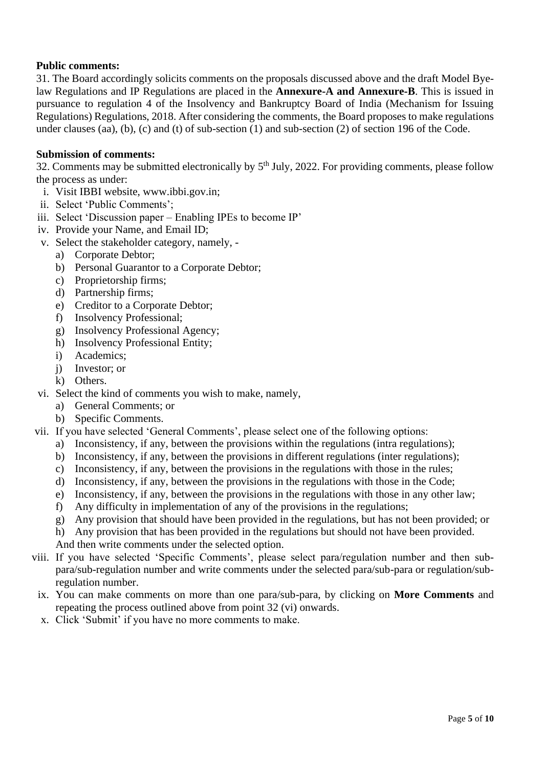**Public comments:**

31. The Board accordingly solicits comments on the proposals discussed above and the draft Model Bye-law Regulations and IP Regulations are placed in the **Annexure-A and Annexure-B**. This is issued in pursuance to regulation 4 of the Insolvency and Bankruptcy Board of India (Mechanism for Issuing Regulations) Regulations, 2018. After considering the comments, the Board proposes to make regulations under clauses (aa), (b), (c) and (t) of sub-section (1) and sub-section (2) of section 196 of the Code.

**Submission of comments:**

32. Comments may be submitted electronically by 5th July, 2022. For providing comments, please follow the process as under:

i. Visit IBBI website, www.ibbi.gov.in;
ii. Select 'Public Comments';
iii. Select 'Discussion paper – Enabling IPEs to become IP'
iv. Provide your Name, and Email ID;
v. Select the stakeholder category, namely, -
   a) Corporate Debtor;
   b) Personal Guarantor to a Corporate Debtor;
   c) Proprietorship firms;
   d) Partnership firms;
   e) Creditor to a Corporate Debtor;
   f) Insolvency Professional;
   g) Insolvency Professional Agency;
   h) Insolvency Professional Entity;
   i) Academics;
   j) Investor; or
   k) Others.
vi. Select the kind of comments you wish to make, namely,
   a) General Comments; or
   b) Specific Comments.
vii. If you have selected 'General Comments', please select one of the following options:
   a) Inconsistency, if any, between the provisions within the regulations (intra regulations);
   b) Inconsistency, if any, between the provisions in different regulations (inter regulations);
   c) Inconsistency, if any, between the provisions in the regulations with those in the rules;
   d) Inconsistency, if any, between the provisions in the regulations with those in the Code;
   e) Inconsistency, if any, between the provisions in the regulations with those in any other law;
   f) Any difficulty in implementation of any of the provisions in the regulations;
   g) Any provision that should have been provided in the regulations, but has not been provided; or
   h) Any provision that has been provided in the regulations but should not have been provided.

   And then write comments under the selected option.
viii. If you have selected 'Specific Comments', please select para/regulation number and then sub-para/sub-regulation number and write comments under the selected para/sub-para or regulation/sub-regulation number.
ix. You can make comments on more than one para/sub-para, by clicking on **More Comments** and repeating the process outlined above from point 32 (vi) onwards.
x. Click 'Submit' if you have no more comments to make.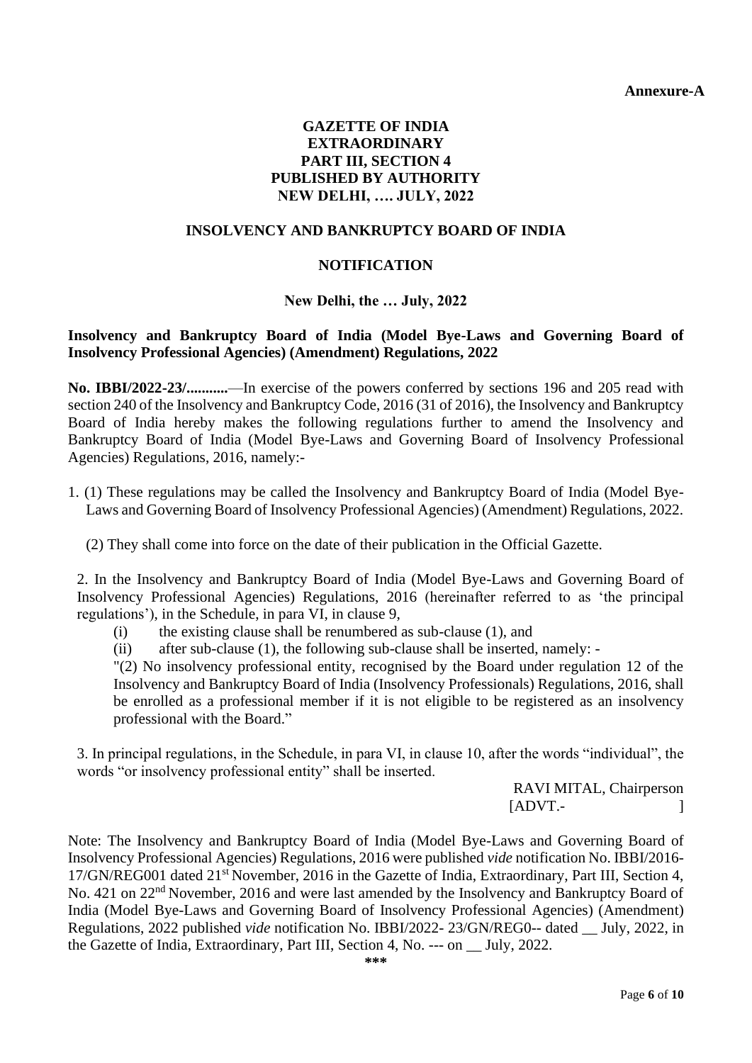**Annexure-A**

**GAZETTE OF INDIA**
**EXTRAORDINARY**
**PART III, SECTION 4**
**PUBLISHED BY AUTHORITY**
**NEW DELHI, …. JULY, 2022**

**INSOLVENCY AND BANKRUPTCY BOARD OF INDIA**

**NOTIFICATION**

**New Delhi, the … July, 2022**

**Insolvency and Bankruptcy Board of India (Model Bye-Laws and Governing Board of Insolvency Professional Agencies) (Amendment) Regulations, 2022**

**No. IBBI/2022-23/...........**—In exercise of the powers conferred by sections 196 and 205 read with section 240 of the Insolvency and Bankruptcy Code, 2016 (31 of 2016), the Insolvency and Bankruptcy Board of India hereby makes the following regulations further to amend the Insolvency and Bankruptcy Board of India (Model Bye-Laws and Governing Board of Insolvency Professional Agencies) Regulations, 2016, namely:-

1. (1) These regulations may be called the Insolvency and Bankruptcy Board of India (Model Bye-Laws and Governing Board of Insolvency Professional Agencies) (Amendment) Regulations, 2022.

   (2) They shall come into force on the date of their publication in the Official Gazette.

2. In the Insolvency and Bankruptcy Board of India (Model Bye-Laws and Governing Board of Insolvency Professional Agencies) Regulations, 2016 (hereinafter referred to as 'the principal regulations'), in the Schedule, in para VI, in clause 9,
   (i) the existing clause shall be renumbered as sub-clause (1), and
   (ii) after sub-clause (1), the following sub-clause shall be inserted, namely: -
   "(2) No insolvency professional entity, recognised by the Board under regulation 12 of the Insolvency and Bankruptcy Board of India (Insolvency Professionals) Regulations, 2016, shall be enrolled as a professional member if it is not eligible to be registered as an insolvency professional with the Board."

3. In principal regulations, in the Schedule, in para VI, in clause 10, after the words "individual", the words "or insolvency professional entity" shall be inserted.

RAVI MITAL, Chairperson
[ADVT.- ]

Note: The Insolvency and Bankruptcy Board of India (Model Bye-Laws and Governing Board of Insolvency Professional Agencies) Regulations, 2016 were published *vide* notification No. IBBI/2016-17/GN/REG001 dated 21st November, 2016 in the Gazette of India, Extraordinary, Part III, Section 4, No. 421 on 22nd November, 2016 and were last amended by the Insolvency and Bankruptcy Board of India (Model Bye-Laws and Governing Board of Insolvency Professional Agencies) (Amendment) Regulations, 2022 published *vide* notification No. IBBI/2022- 23/GN/REG0-- dated __ July, 2022, in the Gazette of India, Extraordinary, Part III, Section 4, No. --- on __ July, 2022.

***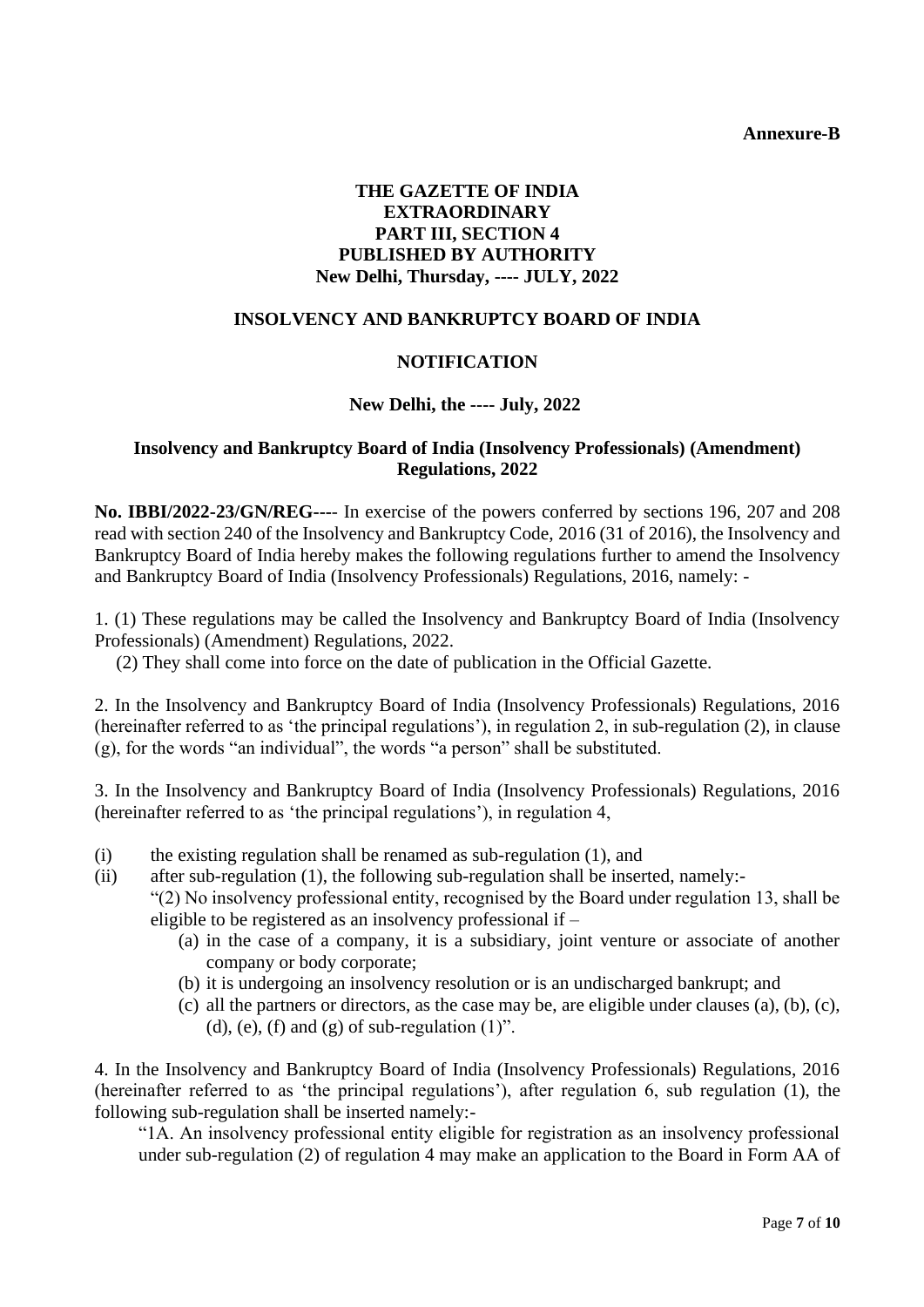**Annexure-B**

**THE GAZETTE OF INDIA**
**EXTRAORDINARY**
**PART III, SECTION 4**
**PUBLISHED BY AUTHORITY**
**New Delhi, Thursday, ---- JULY, 2022**

**INSOLVENCY AND BANKRUPTCY BOARD OF INDIA**

**NOTIFICATION**

**New Delhi, the ---- July, 2022**

**Insolvency and Bankruptcy Board of India (Insolvency Professionals) (Amendment) Regulations, 2022**

**No. IBBI/2022-23/GN/REG----** In exercise of the powers conferred by sections 196, 207 and 208 read with section 240 of the Insolvency and Bankruptcy Code, 2016 (31 of 2016), the Insolvency and Bankruptcy Board of India hereby makes the following regulations further to amend the Insolvency and Bankruptcy Board of India (Insolvency Professionals) Regulations, 2016, namely: -

1. (1) These regulations may be called the Insolvency and Bankruptcy Board of India (Insolvency Professionals) (Amendment) Regulations, 2022.
   (2) They shall come into force on the date of publication in the Official Gazette.

2. In the Insolvency and Bankruptcy Board of India (Insolvency Professionals) Regulations, 2016 (hereinafter referred to as 'the principal regulations'), in regulation 2, in sub-regulation (2), in clause (g), for the words "an individual", the words "a person" shall be substituted.

3. In the Insolvency and Bankruptcy Board of India (Insolvency Professionals) Regulations, 2016 (hereinafter referred to as 'the principal regulations'), in regulation 4,

(i) the existing regulation shall be renamed as sub-regulation (1), and
(ii) after sub-regulation (1), the following sub-regulation shall be inserted, namely:-
"(2) No insolvency professional entity, recognised by the Board under regulation 13, shall be eligible to be registered as an insolvency professional if –
   (a) in the case of a company, it is a subsidiary, joint venture or associate of another company or body corporate;
   (b) it is undergoing an insolvency resolution or is an undischarged bankrupt; and
   (c) all the partners or directors, as the case may be, are eligible under clauses (a), (b), (c), (d), (e), (f) and (g) of sub-regulation (1)".

4. In the Insolvency and Bankruptcy Board of India (Insolvency Professionals) Regulations, 2016 (hereinafter referred to as 'the principal regulations'), after regulation 6, sub regulation (1), the following sub-regulation shall be inserted namely:-
"1A. An insolvency professional entity eligible for registration as an insolvency professional under sub-regulation (2) of regulation 4 may make an application to the Board in Form AA of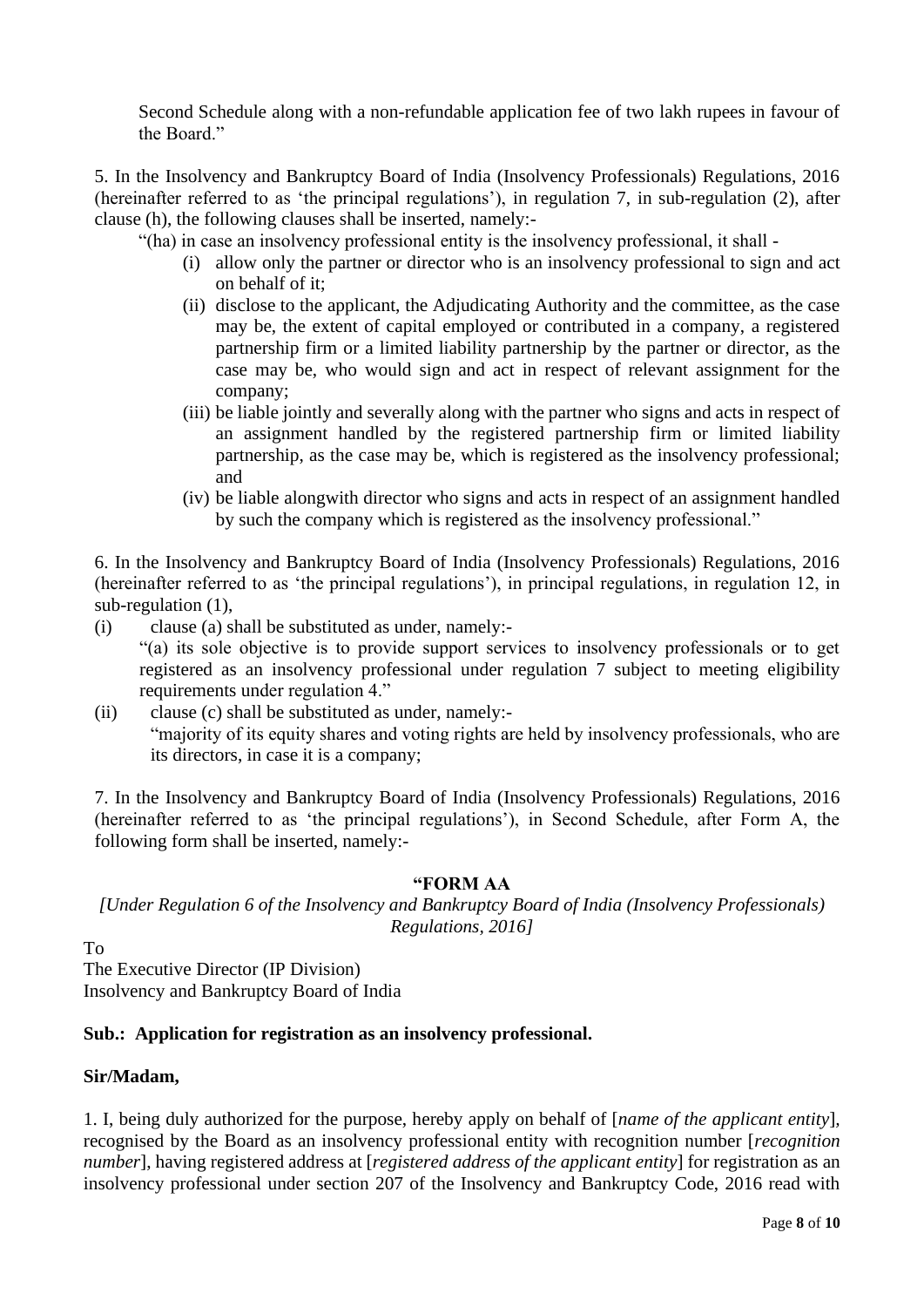Second Schedule along with a non-refundable application fee of two lakh rupees in favour of the Board."

5. In the Insolvency and Bankruptcy Board of India (Insolvency Professionals) Regulations, 2016 (hereinafter referred to as 'the principal regulations'), in regulation 7, in sub-regulation (2), after clause (h), the following clauses shall be inserted, namely:-

"(ha) in case an insolvency professional entity is the insolvency professional, it shall -

- (i) allow only the partner or director who is an insolvency professional to sign and act on behalf of it;
- (ii) disclose to the applicant, the Adjudicating Authority and the committee, as the case may be, the extent of capital employed or contributed in a company, a registered partnership firm or a limited liability partnership by the partner or director, as the case may be, who would sign and act in respect of relevant assignment for the company;
- (iii) be liable jointly and severally along with the partner who signs and acts in respect of an assignment handled by the registered partnership firm or limited liability partnership, as the case may be, which is registered as the insolvency professional; and
- (iv) be liable alongwith director who signs and acts in respect of an assignment handled by such the company which is registered as the insolvency professional."

6. In the Insolvency and Bankruptcy Board of India (Insolvency Professionals) Regulations, 2016 (hereinafter referred to as 'the principal regulations'), in principal regulations, in regulation 12, in sub-regulation (1),

(i) clause (a) shall be substituted as under, namely:-

"(a) its sole objective is to provide support services to insolvency professionals or to get registered as an insolvency professional under regulation 7 subject to meeting eligibility requirements under regulation 4."

(ii) clause (c) shall be substituted as under, namely:-

"majority of its equity shares and voting rights are held by insolvency professionals, who are its directors, in case it is a company;

7. In the Insolvency and Bankruptcy Board of India (Insolvency Professionals) Regulations, 2016 (hereinafter referred to as 'the principal regulations'), in Second Schedule, after Form A, the following form shall be inserted, namely:-

**"FORM AA**

*[Under Regulation 6 of the Insolvency and Bankruptcy Board of India (Insolvency Professionals) Regulations, 2016]*

To
The Executive Director (IP Division)
Insolvency and Bankruptcy Board of India

**Sub.: Application for registration as an insolvency professional.**

**Sir/Madam,**

1. I, being duly authorized for the purpose, hereby apply on behalf of [*name of the applicant entity*], recognised by the Board as an insolvency professional entity with recognition number [*recognition number*], having registered address at [*registered address of the applicant entity*] for registration as an insolvency professional under section 207 of the Insolvency and Bankruptcy Code, 2016 read with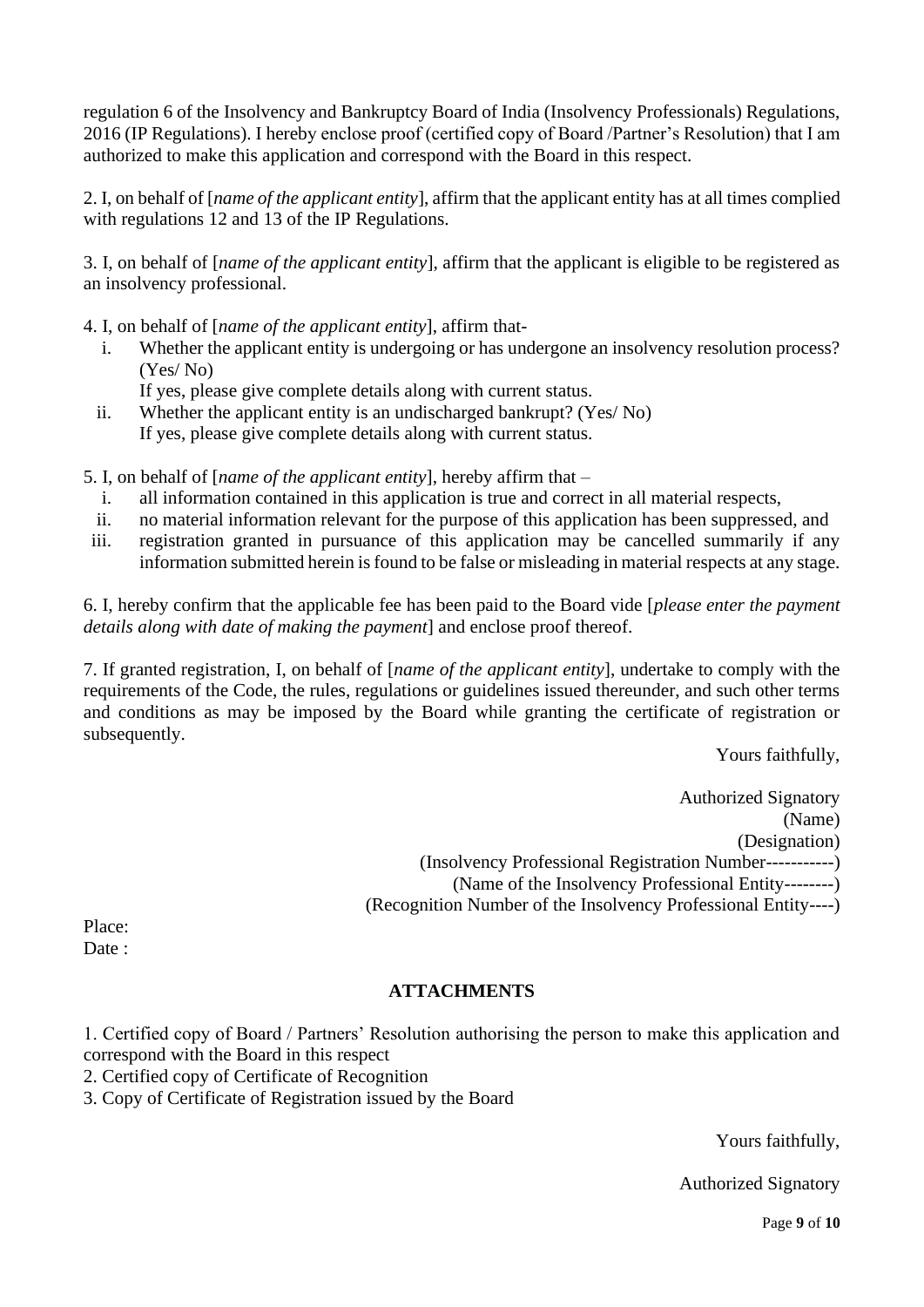regulation 6 of the Insolvency and Bankruptcy Board of India (Insolvency Professionals) Regulations, 2016 (IP Regulations). I hereby enclose proof (certified copy of Board /Partner's Resolution) that I am authorized to make this application and correspond with the Board in this respect.

2. I, on behalf of [*name of the applicant entity*], affirm that the applicant entity has at all times complied with regulations 12 and 13 of the IP Regulations.

3. I, on behalf of [*name of the applicant entity*], affirm that the applicant is eligible to be registered as an insolvency professional.

4. I, on behalf of [*name of the applicant entity*], affirm that-

   i. Whether the applicant entity is undergoing or has undergone an insolvency resolution process? (Yes/ No)
      If yes, please give complete details along with current status.
   ii. Whether the applicant entity is an undischarged bankrupt? (Yes/ No)
      If yes, please give complete details along with current status.

5. I, on behalf of [*name of the applicant entity*], hereby affirm that –

   i. all information contained in this application is true and correct in all material respects,
   ii. no material information relevant for the purpose of this application has been suppressed, and
   iii. registration granted in pursuance of this application may be cancelled summarily if any information submitted herein is found to be false or misleading in material respects at any stage.

6. I, hereby confirm that the applicable fee has been paid to the Board vide [*please enter the payment details along with date of making the payment*] and enclose proof thereof.

7. If granted registration, I, on behalf of [*name of the applicant entity*], undertake to comply with the requirements of the Code, the rules, regulations or guidelines issued thereunder, and such other terms and conditions as may be imposed by the Board while granting the certificate of registration or subsequently.

Yours faithfully,

Authorized Signatory
(Name)
(Designation)
(Insolvency Professional Registration Number-----------)
(Name of the Insolvency Professional Entity--------)
(Recognition Number of the Insolvency Professional Entity----)

Place:
Date :

**ATTACHMENTS**

1. Certified copy of Board / Partners' Resolution authorising the person to make this application and correspond with the Board in this respect
2. Certified copy of Certificate of Recognition
3. Copy of Certificate of Registration issued by the Board

Yours faithfully,

Authorized Signatory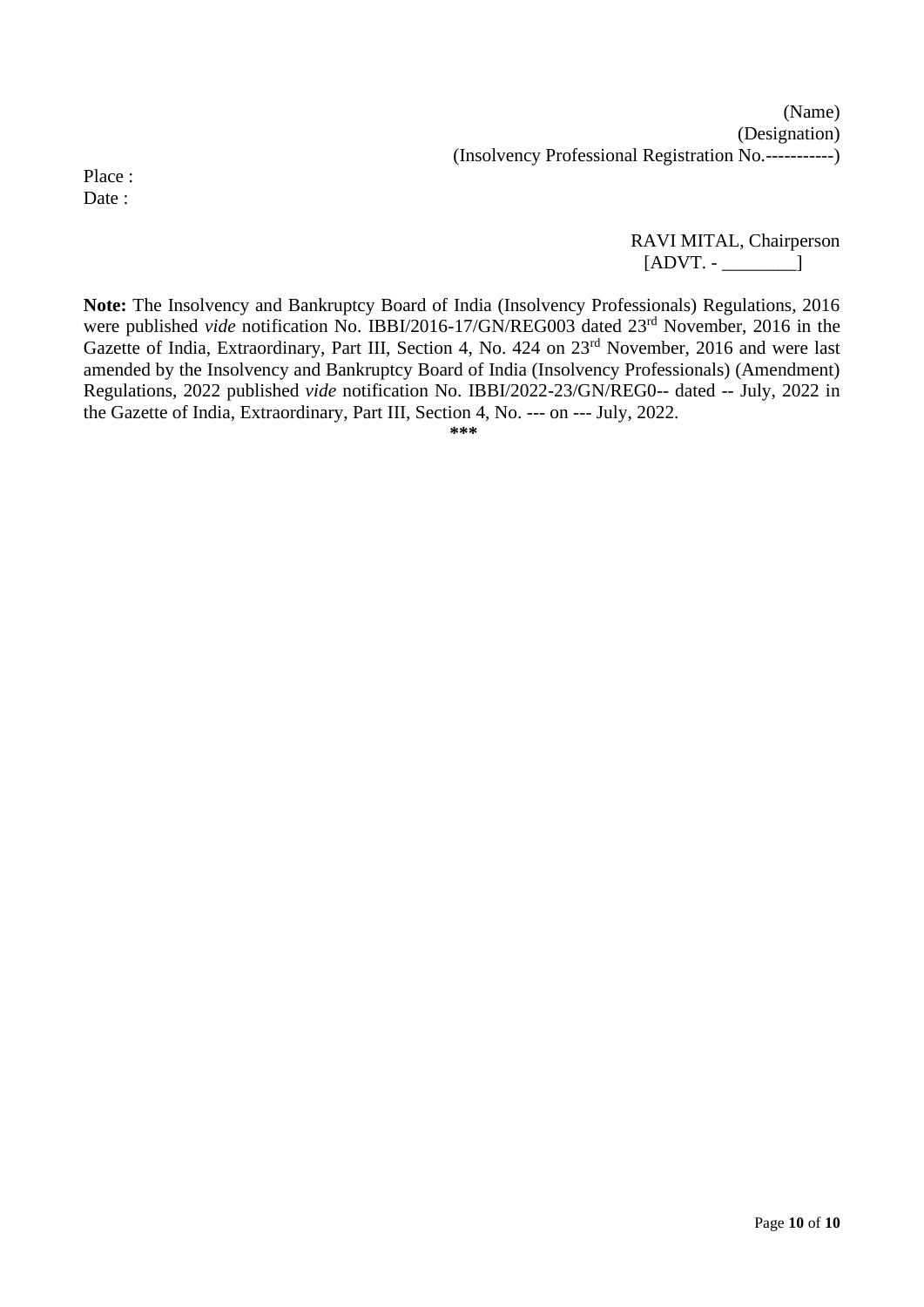(Name)
(Designation)
(Insolvency Professional Registration No.-----------)

Place :
Date :

RAVI MITAL, Chairperson
[ADVT. - ________]

**Note:** The Insolvency and Bankruptcy Board of India (Insolvency Professionals) Regulations, 2016 were published *vide* notification No. IBBI/2016-17/GN/REG003 dated 23rd November, 2016 in the Gazette of India, Extraordinary, Part III, Section 4, No. 424 on 23rd November, 2016 and were last amended by the Insolvency and Bankruptcy Board of India (Insolvency Professionals) (Amendment) Regulations, 2022 published *vide* notification No. IBBI/2022-23/GN/REG0-- dated -- July, 2022 in the Gazette of India, Extraordinary, Part III, Section 4, No. --- on --- July, 2022.

***